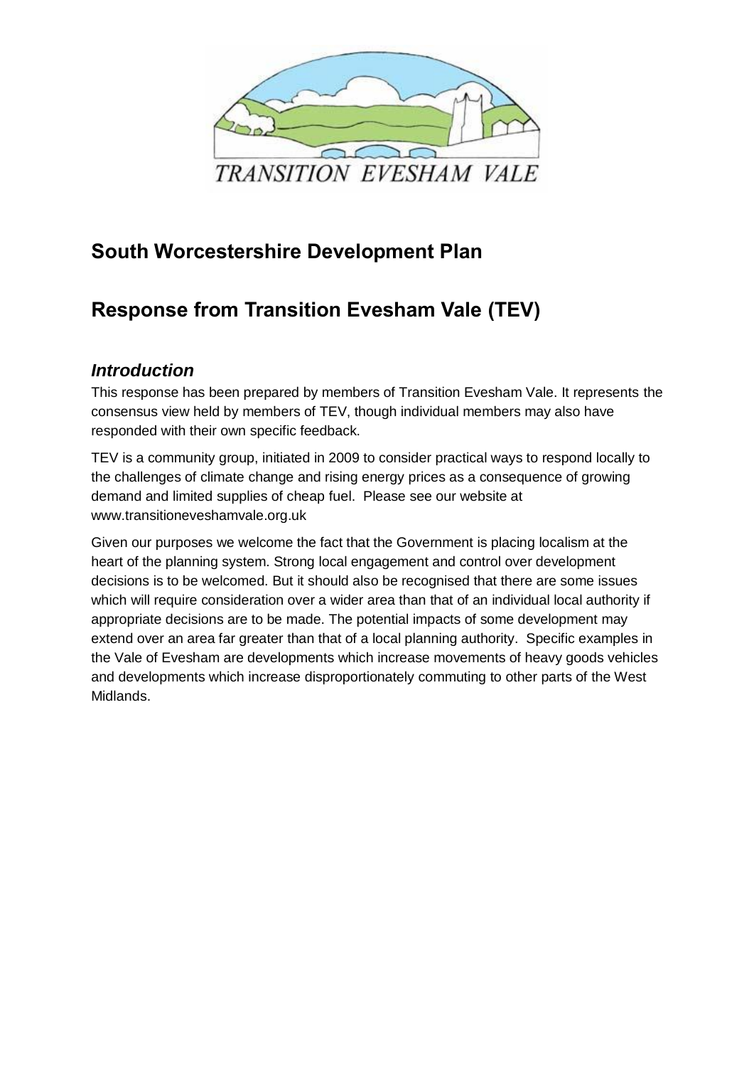TRANSITION EVESHAM VALE

## South Worcestershire Development Plan

## Response from Transition Evesham Vale (TEV)

### *Introduction*

This response has been prepared by members of Transition Evesham Vale. It represents the consensus view held by members of TEV, though individual members may also have responded with their own specific feedback.

TEV is a community group, initiated in 2009 to consider practical ways to respond locally to the challenges of climate change and rising energy prices as a consequence of growing demand and limited supplies of cheap fuel. Please see our website at www.transitioneveshamvale.org.uk

Given our purposes we welcome the fact that the Government is placing localism at the heart of the planning system. Strong local engagement and control over development decisions is to be welcomed. But it should also be recognised that there are some issues which will require consideration over a wider area than that of an individual local authority if appropriate decisions are to be made. The potential impacts of some development may extend over an area far greater than that of a local planning authority. Specific examples in the Vale of Evesham are developments which increase movements of heavy goods vehicles and developments which increase disproportionately commuting to other parts of the West Midlands.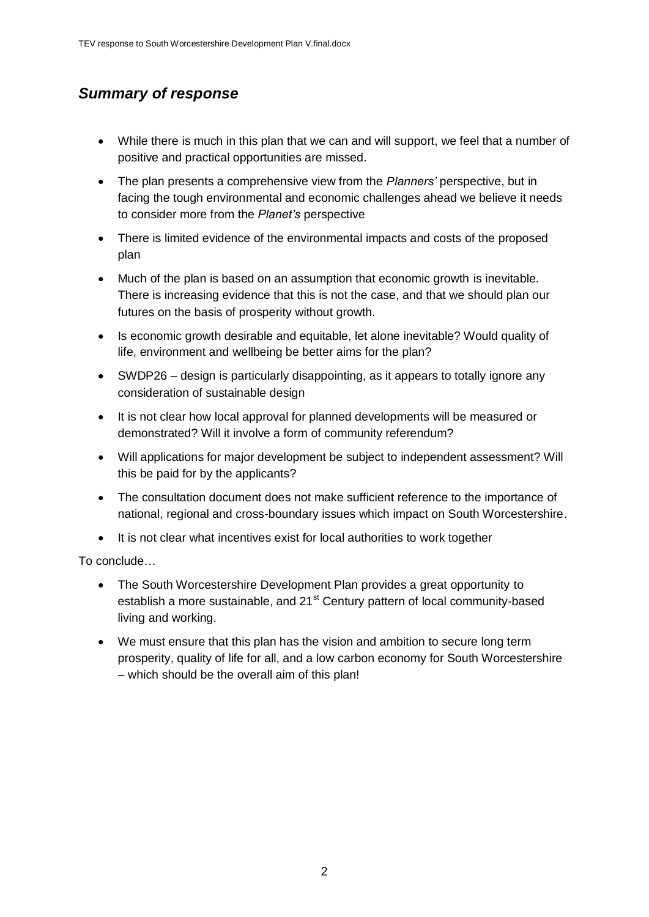## *Summary of response*

- While there is much in this plan that we can and will support, we feel that a number of positive and practical opportunities are missed.
- The plan presents a comprehensive view from the *Planners'* perspective, but in facing the tough environmental and economic challenges ahead we believe it needs to consider more from the *Planet's* perspective
- There is limited evidence of the environmental impacts and costs of the proposed plan
- Much of the plan is based on an assumption that economic growth is inevitable. There is increasing evidence that this is not the case, and that we should plan our futures on the basis of prosperity without growth.
- Is economic growth desirable and equitable, let alone inevitable? Would quality of life, environment and wellbeing be better aims for the plan?
- SWDP26 – design is particularly disappointing, as it appears to totally ignore any consideration of sustainable design
- It is not clear how local approval for planned developments will be measured or demonstrated? Will it involve a form of community referendum?
- Will applications for major development be subject to independent assessment? Will this be paid for by the applicants?
- The consultation document does not make sufficient reference to the importance of national, regional and cross-boundary issues which impact on South Worcestershire.
- It is not clear what incentives exist for local authorities to work together

To conclude…

- The South Worcestershire Development Plan provides a great opportunity to establish a more sustainable, and 21st Century pattern of local community-based living and working.
- We must ensure that this plan has the vision and ambition to secure long term prosperity, quality of life for all, and a low carbon economy for South Worcestershire – which should be the overall aim of this plan!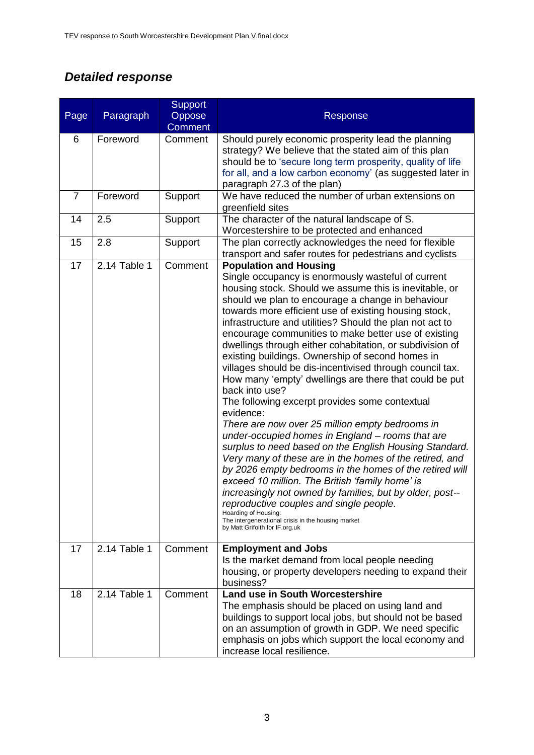## *Detailed response*

| Page | Paragraph | Support Oppose Comment | Response |
|---|---|---|---|
| 6 | Foreword | Comment | Should purely economic prosperity lead the planning strategy? We believe that the stated aim of this plan should be to 'secure long term prosperity, quality of life for all, and a low carbon economy' (as suggested later in paragraph 27.3 of the plan) |
| 7 | Foreword | Support | We have reduced the number of urban extensions on greenfield sites |
| 14 | 2.5 | Support | The character of the natural landscape of S. Worcestershire to be protected and enhanced |
| 15 | 2.8 | Support | The plan correctly acknowledges the need for flexible transport and safer routes for pedestrians and cyclists |
| 17 | 2.14 Table 1 | Comment | **Population and Housing**<br>Single occupancy is enormously wasteful of current housing stock. Should we assume this is inevitable, or should we plan to encourage a change in behaviour towards more efficient use of existing housing stock, infrastructure and utilities? Should the plan not act to encourage communities to make better use of existing dwellings through either cohabitation, or subdivision of existing buildings. Ownership of second homes in villages should be dis-incentivised through council tax. How many 'empty' dwellings are there that could be put back into use?<br>The following excerpt provides some contextual evidence:<br>*There are now over 25 million empty bedrooms in under-occupied homes in England – rooms that are surplus to need based on the English Housing Standard. Very many of these are in the homes of the retired, and by 2026 empty bedrooms in the homes of the retired will exceed 10 million. The British 'family home' is increasingly not owned by families, but by older, post--reproductive couples and single people.*<br>Hoarding of Housing:<br>The intergenerational crisis in the housing market<br>by Matt Grifoith for IF.org.uk |
| 17 | 2.14 Table 1 | Comment | **Employment and Jobs**<br>Is the market demand from local people needing housing, or property developers needing to expand their business? |
| 18 | 2.14 Table 1 | Comment | **Land use in South Worcestershire**<br>The emphasis should be placed on using land and buildings to support local jobs, but should not be based on an assumption of growth in GDP. We need specific emphasis on jobs which support the local economy and increase local resilience. |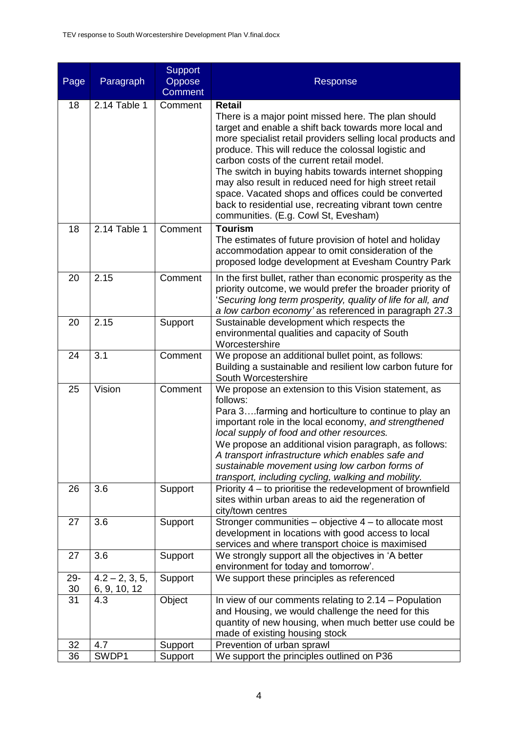| Page | Paragraph | Support Oppose Comment | Response |
|---|---|---|---|
| 18 | 2.14 Table 1 | Comment | **Retail**<br>There is a major point missed here. The plan should target and enable a shift back towards more local and more specialist retail providers selling local products and produce. This will reduce the colossal logistic and carbon costs of the current retail model.<br>The switch in buying habits towards internet shopping may also result in reduced need for high street retail space. Vacated shops and offices could be converted back to residential use, recreating vibrant town centre communities. (E.g. Cowl St, Evesham) |
| 18 | 2.14 Table 1 | Comment | **Tourism**<br>The estimates of future provision of hotel and holiday accommodation appear to omit consideration of the proposed lodge development at Evesham Country Park |
| 20 | 2.15 | Comment | In the first bullet, rather than economic prosperity as the priority outcome, we would prefer the broader priority of '*Securing long term prosperity, quality of life for all, and a low carbon economy'* as referenced in paragraph 27.3 |
| 20 | 2.15 | Support | Sustainable development which respects the environmental qualities and capacity of South Worcestershire |
| 24 | 3.1 | Comment | We propose an additional bullet point, as follows:<br>Building a sustainable and resilient low carbon future for South Worcestershire |
| 25 | Vision | Comment | We propose an extension to this Vision statement, as follows:<br>Para 3….farming and horticulture to continue to play an important role in the local economy, *and strengthened local supply of food and other resources.*<br>We propose an additional vision paragraph, as follows:<br>*A transport infrastructure which enables safe and sustainable movement using low carbon forms of transport, including cycling, walking and mobility.* |
| 26 | 3.6 | Support | Priority 4 – to prioritise the redevelopment of brownfield sites within urban areas to aid the regeneration of city/town centres |
| 27 | 3.6 | Support | Stronger communities – objective 4 – to allocate most development in locations with good access to local services and where transport choice is maximised |
| 27 | 3.6 | Support | We strongly support all the objectives in 'A better environment for today and tomorrow'. |
| 29-30 | 4.2 – 2, 3, 5, 6, 9, 10, 12 | Support | We support these principles as referenced |
| 31 | 4.3 | Object | In view of our comments relating to 2.14 – Population and Housing, we would challenge the need for this quantity of new housing, when much better use could be made of existing housing stock |
| 32 | 4.7 | Support | Prevention of urban sprawl |
| 36 | SWDP1 | Support | We support the principles outlined on P36 |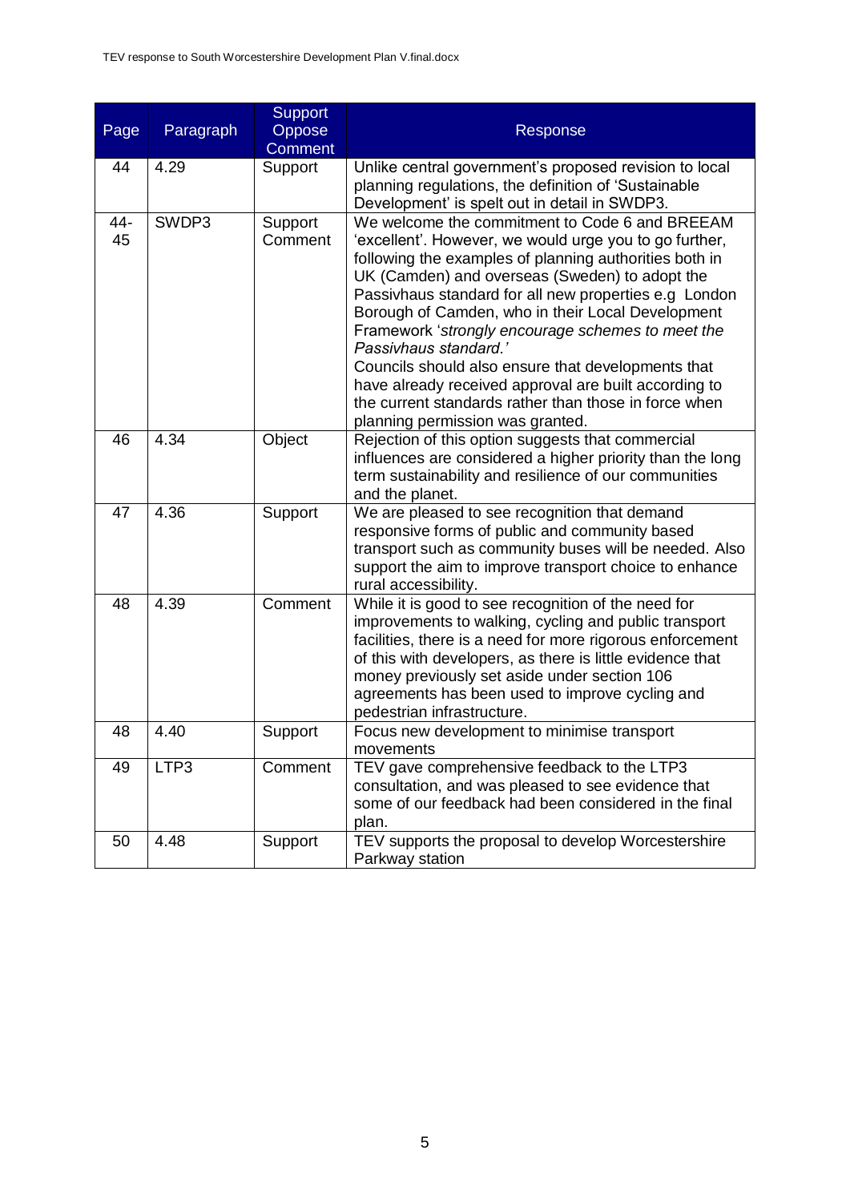| Page | Paragraph | Support Oppose Comment | Response |
|---|---|---|---|
| 44 | 4.29 | Support | Unlike central government's proposed revision to local planning regulations, the definition of 'Sustainable Development' is spelt out in detail in SWDP3. |
| 44-45 | SWDP3 | Support Comment | We welcome the commitment to Code 6 and BREEAM 'excellent'. However, we would urge you to go further, following the examples of planning authorities both in UK (Camden) and overseas (Sweden) to adopt the Passivhaus standard for all new properties e.g London Borough of Camden, who in their Local Development Framework '*strongly encourage schemes to meet the Passivhaus standard.*'<br>Councils should also ensure that developments that have already received approval are built according to the current standards rather than those in force when planning permission was granted. |
| 46 | 4.34 | Object | Rejection of this option suggests that commercial influences are considered a higher priority than the long term sustainability and resilience of our communities and the planet. |
| 47 | 4.36 | Support | We are pleased to see recognition that demand responsive forms of public and community based transport such as community buses will be needed. Also support the aim to improve transport choice to enhance rural accessibility. |
| 48 | 4.39 | Comment | While it is good to see recognition of the need for improvements to walking, cycling and public transport facilities, there is a need for more rigorous enforcement of this with developers, as there is little evidence that money previously set aside under section 106 agreements has been used to improve cycling and pedestrian infrastructure. |
| 48 | 4.40 | Support | Focus new development to minimise transport movements |
| 49 | LTP3 | Comment | TEV gave comprehensive feedback to the LTP3 consultation, and was pleased to see evidence that some of our feedback had been considered in the final plan. |
| 50 | 4.48 | Support | TEV supports the proposal to develop Worcestershire Parkway station |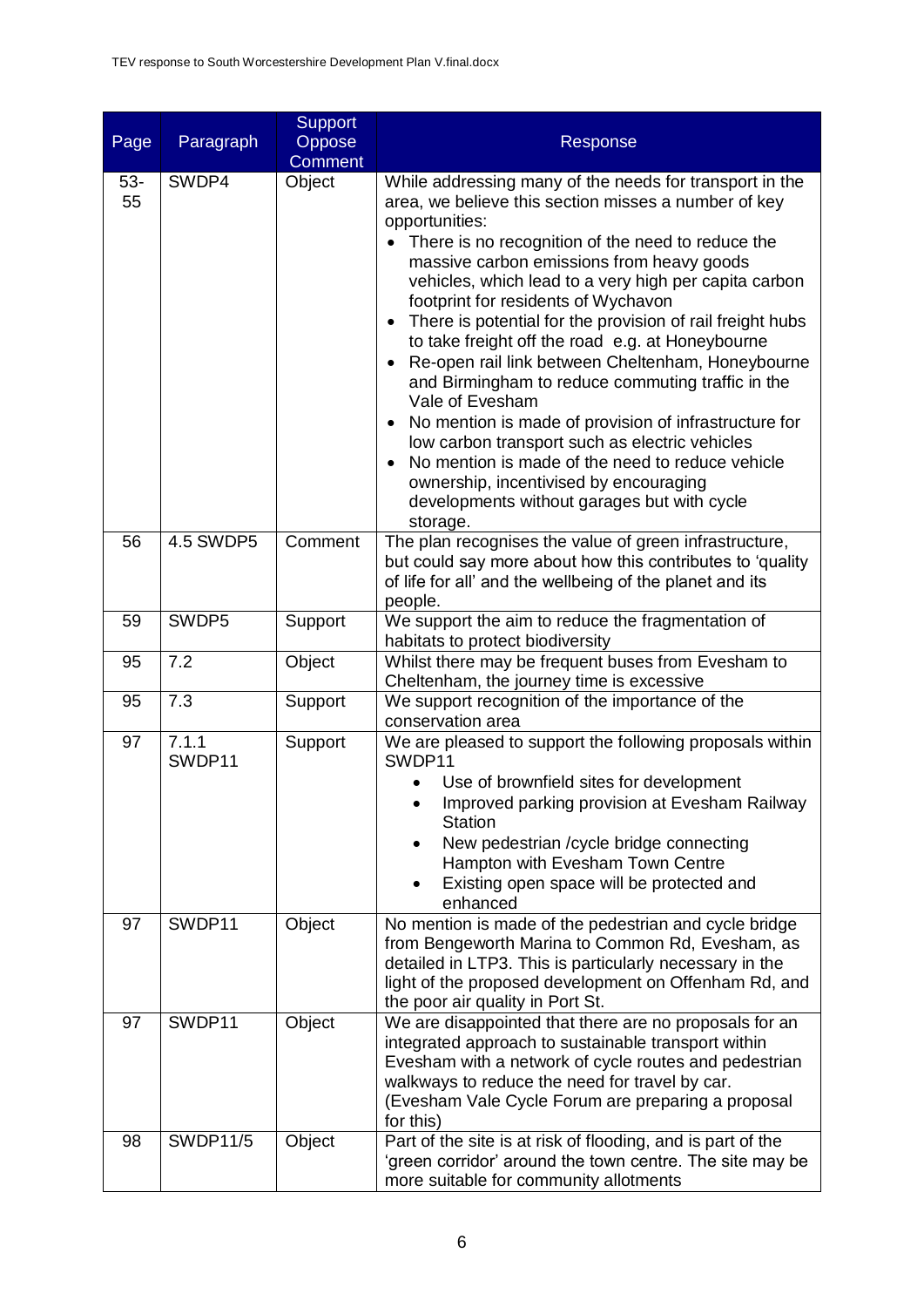| Page | Paragraph | Support Oppose Comment | Response |
|---|---|---|---|
| 53-55 | SWDP4 | Object | While addressing many of the needs for transport in the area, we believe this section misses a number of key opportunities:<br>• There is no recognition of the need to reduce the massive carbon emissions from heavy goods vehicles, which lead to a very high per capita carbon footprint for residents of Wychavon<br>• There is potential for the provision of rail freight hubs to take freight off the road e.g. at Honeybourne<br>• Re-open rail link between Cheltenham, Honeybourne and Birmingham to reduce commuting traffic in the Vale of Evesham<br>• No mention is made of provision of infrastructure for low carbon transport such as electric vehicles<br>• No mention is made of the need to reduce vehicle ownership, incentivised by encouraging developments without garages but with cycle storage. |
| 56 | 4.5 SWDP5 | Comment | The plan recognises the value of green infrastructure, but could say more about how this contributes to 'quality of life for all' and the wellbeing of the planet and its people. |
| 59 | SWDP5 | Support | We support the aim to reduce the fragmentation of habitats to protect biodiversity |
| 95 | 7.2 | Object | Whilst there may be frequent buses from Evesham to Cheltenham, the journey time is excessive |
| 95 | 7.3 | Support | We support recognition of the importance of the conservation area |
| 97 | 7.1.1 SWDP11 | Support | We are pleased to support the following proposals within SWDP11<br>• Use of brownfield sites for development<br>• Improved parking provision at Evesham Railway Station<br>• New pedestrian /cycle bridge connecting Hampton with Evesham Town Centre<br>• Existing open space will be protected and enhanced |
| 97 | SWDP11 | Object | No mention is made of the pedestrian and cycle bridge from Bengeworth Marina to Common Rd, Evesham, as detailed in LTP3. This is particularly necessary in the light of the proposed development on Offenham Rd, and the poor air quality in Port St. |
| 97 | SWDP11 | Object | We are disappointed that there are no proposals for an integrated approach to sustainable transport within Evesham with a network of cycle routes and pedestrian walkways to reduce the need for travel by car. (Evesham Vale Cycle Forum are preparing a proposal for this) |
| 98 | SWDP11/5 | Object | Part of the site is at risk of flooding, and is part of the 'green corridor' around the town centre. The site may be more suitable for community allotments |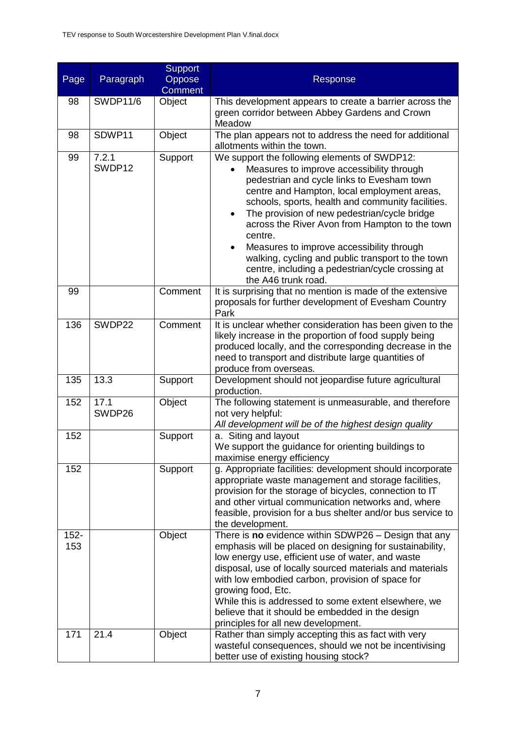| Page | Paragraph | Support Oppose Comment | Response |
|---|---|---|---|
| 98 | SWDP11/6 | Object | This development appears to create a barrier across the green corridor between Abbey Gardens and Crown Meadow |
| 98 | SDWP11 | Object | The plan appears not to address the need for additional allotments within the town. |
| 99 | 7.2.1 SWDP12 | Support | We support the following elements of SWDP12:<br>• Measures to improve accessibility through pedestrian and cycle links to Evesham town centre and Hampton, local employment areas, schools, sports, health and community facilities.<br>• The provision of new pedestrian/cycle bridge across the River Avon from Hampton to the town centre.<br>• Measures to improve accessibility through walking, cycling and public transport to the town centre, including a pedestrian/cycle crossing at the A46 trunk road. |
| 99 | | Comment | It is surprising that no mention is made of the extensive proposals for further development of Evesham Country Park |
| 136 | SWDP22 | Comment | It is unclear whether consideration has been given to the likely increase in the proportion of food supply being produced locally, and the corresponding decrease in the need to transport and distribute large quantities of produce from overseas. |
| 135 | 13.3 | Support | Development should not jeopardise future agricultural production. |
| 152 | 17.1 SWDP26 | Object | The following statement is unmeasurable, and therefore not very helpful:<br>*All development will be of the highest design quality* |
| 152 | | Support | a. Siting and layout<br>We support the guidance for orienting buildings to maximise energy efficiency |
| 152 | | Support | g. Appropriate facilities: development should incorporate appropriate waste management and storage facilities, provision for the storage of bicycles, connection to IT and other virtual communication networks and, where feasible, provision for a bus shelter and/or bus service to the development. |
| 152-153 | | Object | There is **no** evidence within SDWP26 – Design that any emphasis will be placed on designing for sustainability, low energy use, efficient use of water, and waste disposal, use of locally sourced materials and materials with low embodied carbon, provision of space for growing food, Etc.<br>While this is addressed to some extent elsewhere, we believe that it should be embedded in the design principles for all new development. |
| 171 | 21.4 | Object | Rather than simply accepting this as fact with very wasteful consequences, should we not be incentivising better use of existing housing stock? |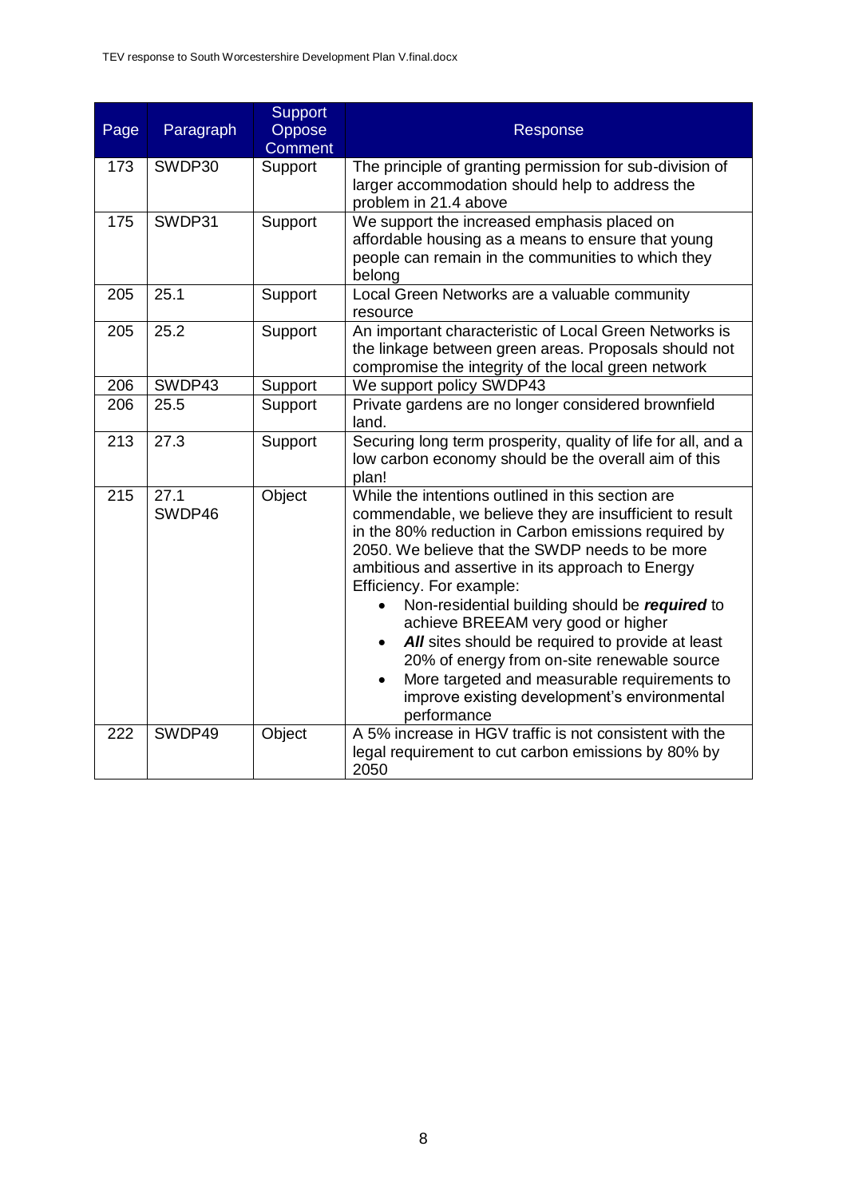| Page | Paragraph | Support Oppose Comment | Response |
|---|---|---|---|
| 173 | SWDP30 | Support | The principle of granting permission for sub-division of larger accommodation should help to address the problem in 21.4 above |
| 175 | SWDP31 | Support | We support the increased emphasis placed on affordable housing as a means to ensure that young people can remain in the communities to which they belong |
| 205 | 25.1 | Support | Local Green Networks are a valuable community resource |
| 205 | 25.2 | Support | An important characteristic of Local Green Networks is the linkage between green areas. Proposals should not compromise the integrity of the local green network |
| 206 | SWDP43 | Support | We support policy SWDP43 |
| 206 | 25.5 | Support | Private gardens are no longer considered brownfield land. |
| 213 | 27.3 | Support | Securing long term prosperity, quality of life for all, and a low carbon economy should be the overall aim of this plan! |
| 215 | 27.1 SWDP46 | Object | While the intentions outlined in this section are commendable, we believe they are insufficient to result in the 80% reduction in Carbon emissions required by 2050. We believe that the SWDP needs to be more ambitious and assertive in its approach to Energy Efficiency. For example: • Non-residential building should be ***required*** to achieve BREEAM very good or higher • ***All*** sites should be required to provide at least 20% of energy from on-site renewable source • More targeted and measurable requirements to improve existing development's environmental performance |
| 222 | SWDP49 | Object | A 5% increase in HGV traffic is not consistent with the legal requirement to cut carbon emissions by 80% by 2050 |